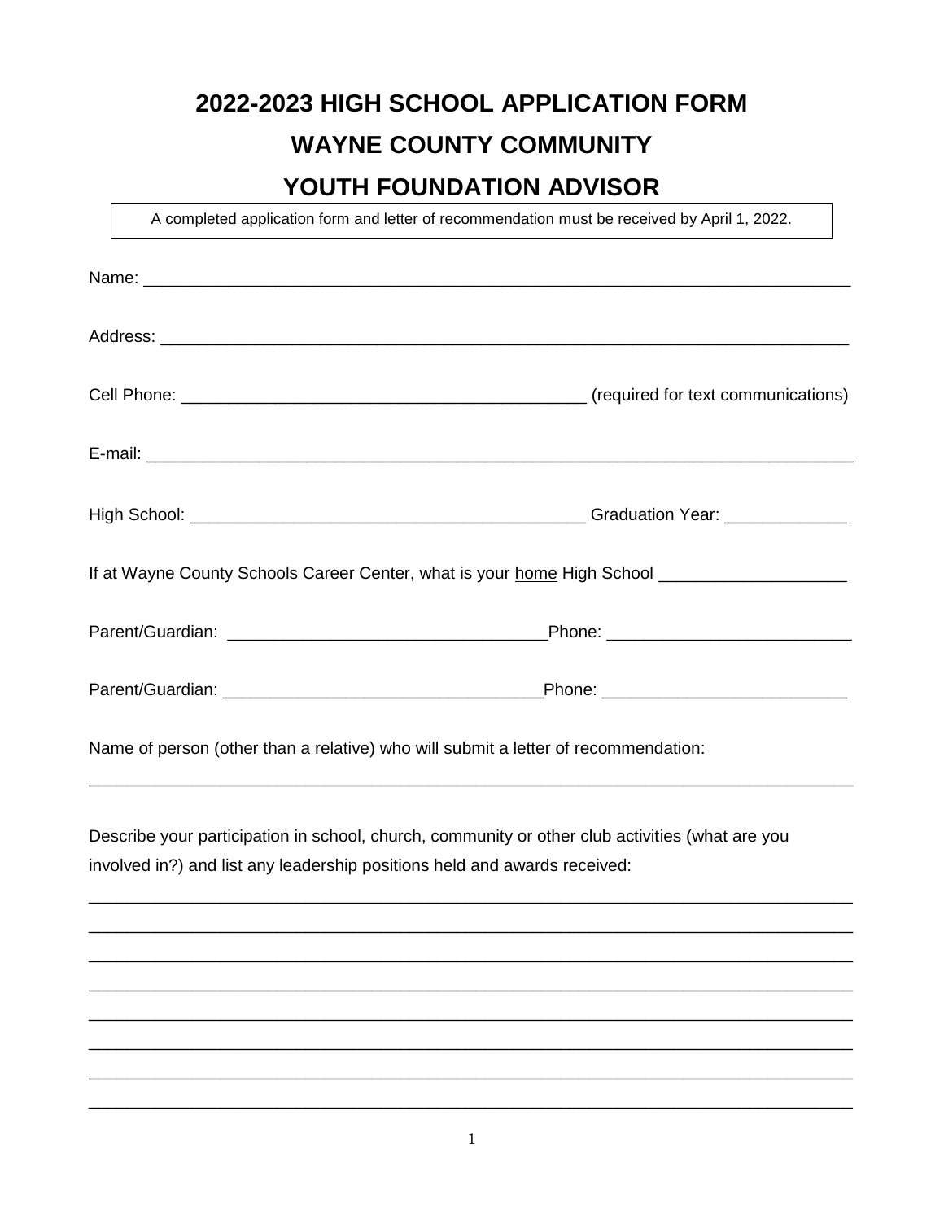# 2022-2023 HIGH SCHOOL APPLICATION FORM

# WAYNE COUNTY COMMUNITY

# YOUTH FOUNDATION ADVISOR

A completed application form and letter of recommendation must be received by April 1, 2022.

Name: ___________________________________________________________________________

Address: _________________________________________________________________________

Cell Phone: _____________________________________________ (required for text communications)

E-mail: __________________________________________________________________________

High School: ___________________________________________ Graduation Year: _____________

If at Wayne County Schools Career Center, what is your <u>home</u> High School ____________________

Parent/Guardian: __________________________________Phone: _________________________

Parent/Guardian: __________________________________Phone: _________________________

Name of person (other than a relative) who will submit a letter of recommendation:

_________________________________________________________________________________

Describe your participation in school, church, community or other club activities (what are you involved in?) and list any leadership positions held and awards received:

_________________________________________________________________________________

_________________________________________________________________________________

_________________________________________________________________________________

_________________________________________________________________________________

_________________________________________________________________________________

_________________________________________________________________________________

_________________________________________________________________________________

_________________________________________________________________________________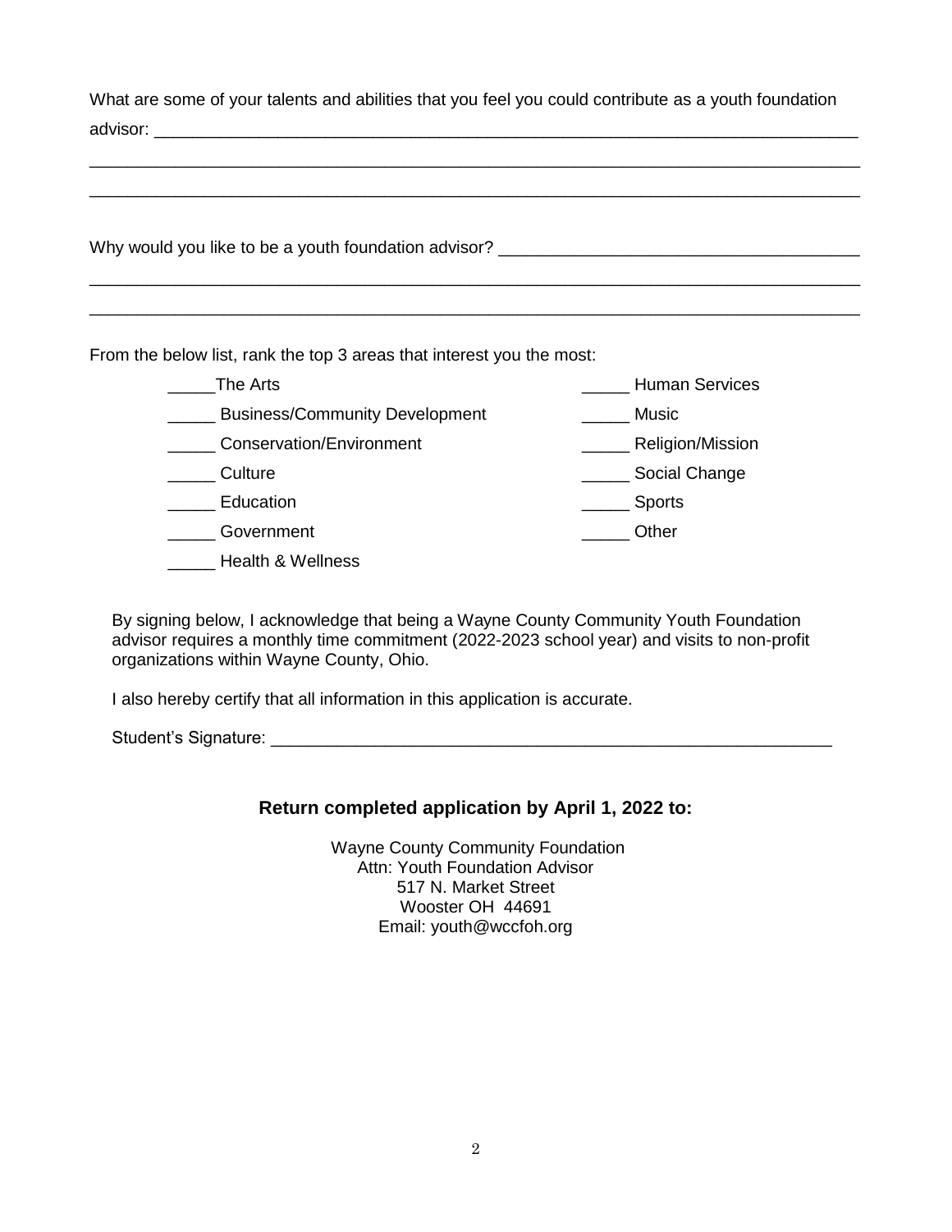What are some of your talents and abilities that you feel you could contribute as a youth foundation advisor: ___________________________________________________________________________

_______________________________________________________________________________________

_______________________________________________________________________________________

Why would you like to be a youth foundation advisor? _____________________________________

_______________________________________________________________________________________

_______________________________________________________________________________________

From the below list, rank the top 3 areas that interest you the most:

_____The Arts

_____ Business/Community Development

_____ Conservation/Environment

_____ Culture

_____ Education

_____ Government

_____ Health & Wellness

_____ Human Services

_____ Music

_____ Religion/Mission

_____ Social Change

_____ Sports

_____ Other

By signing below, I acknowledge that being a Wayne County Community Youth Foundation advisor requires a monthly time commitment (2022-2023 school year) and visits to non-profit organizations within Wayne County, Ohio.

I also hereby certify that all information in this application is accurate.

Student's Signature: _____________________________________________________________

**Return completed application by April 1, 2022 to:**

Wayne County Community Foundation  
Attn: Youth Foundation Advisor  
517 N. Market Street  
Wooster OH 44691  
Email: youth@wccfoh.org